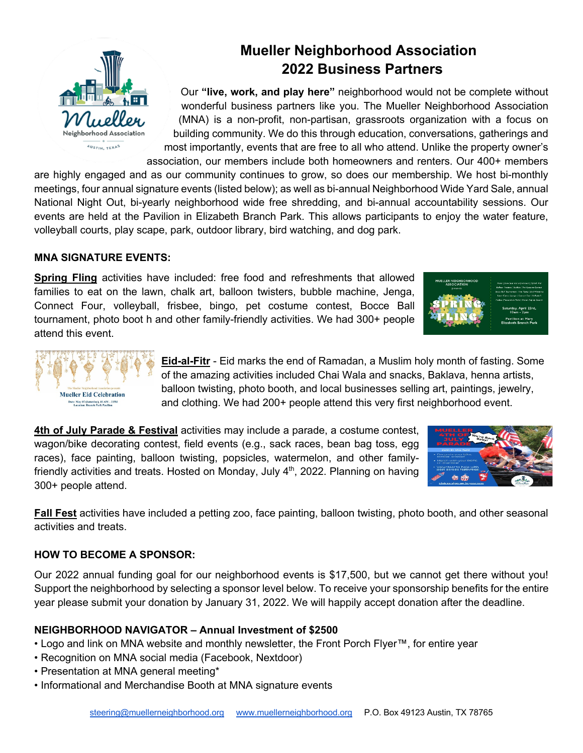# Mueller Neighborhood Association 2022 Business Partners

Our **"live, work, and play here"** neighborhood would not be complete without wonderful business partners like you. The Mueller Neighborhood Association (MNA) is a non-profit, non-partisan, grassroots organization with a focus on building community. We do this through education, conversations, gatherings and most importantly, events that are free to all who attend. Unlike the property owner's association, our members include both homeowners and renters. Our 400+ members are highly engaged and as our community continues to grow, so does our membership. We host bi-monthly meetings, four annual signature events (listed below); as well as bi-annual Neighborhood Wide Yard Sale, annual National Night Out, bi-yearly neighborhood wide free shredding, and bi-annual accountability sessions. Our events are held at the Pavilion in Elizabeth Branch Park. This allows participants to enjoy the water feature, volleyball courts, play scape, park, outdoor library, bird watching, and dog park.

## MNA SIGNATURE EVENTS:

**Spring Fling** activities have included: free food and refreshments that allowed families to eat on the lawn, chalk art, balloon twisters, bubble machine, Jenga, Connect Four, volleyball, frisbee, bingo, pet costume contest, Bocce Ball tournament, photo boot h and other family-friendly activities. We had 300+ people attend this event.

**Eid-al-Fitr** - Eid marks the end of Ramadan, a Muslim holy month of fasting. Some of the amazing activities included Chai Wala and snacks, Baklava, henna artists, balloon twisting, photo booth, and local businesses selling art, paintings, jewelry, and clothing. We had 200+ people attend this very first neighborhood event.

**4th of July Parade & Festival** activities may include a parade, a costume contest, wagon/bike decorating contest, field events (e.g., sack races, bean bag toss, egg races), face painting, balloon twisting, popsicles, watermelon, and other family-friendly activities and treats. Hosted on Monday, July 4th, 2022. Planning on having 300+ people attend.

**Fall Fest** activities have included a petting zoo, face painting, balloon twisting, photo booth, and other seasonal activities and treats.

## HOW TO BECOME A SPONSOR:

Our 2022 annual funding goal for our neighborhood events is $17,500, but we cannot get there without you! Support the neighborhood by selecting a sponsor level below. To receive your sponsorship benefits for the entire year please submit your donation by January 31, 2022. We will happily accept donation after the deadline.

### NEIGHBORHOOD NAVIGATOR – Annual Investment of $2500

- Logo and link on MNA website and monthly newsletter, the Front Porch Flyer™, for entire year
- Recognition on MNA social media (Facebook, Nextdoor)
- Presentation at MNA general meeting*
- Informational and Merchandise Booth at MNA signature events

steering@muellerneighborhood.org www.muellerneighborhood.org P.O. Box 49123 Austin, TX 78765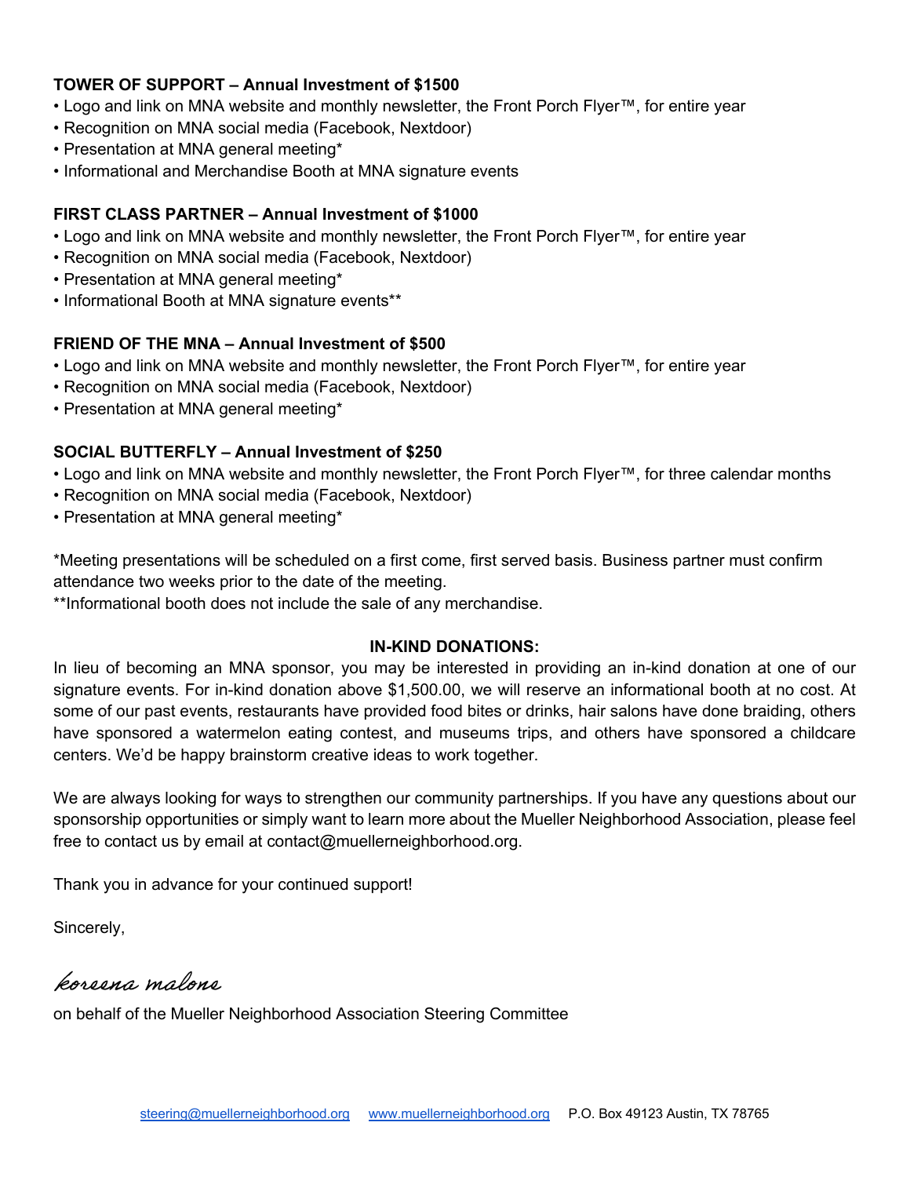**TOWER OF SUPPORT – Annual Investment of $1500**

- Logo and link on MNA website and monthly newsletter, the Front Porch Flyer™, for entire year
- Recognition on MNA social media (Facebook, Nextdoor)
- Presentation at MNA general meeting*
- Informational and Merchandise Booth at MNA signature events

**FIRST CLASS PARTNER – Annual Investment of $1000**

- Logo and link on MNA website and monthly newsletter, the Front Porch Flyer™, for entire year
- Recognition on MNA social media (Facebook, Nextdoor)
- Presentation at MNA general meeting*
- Informational Booth at MNA signature events**

**FRIEND OF THE MNA – Annual Investment of $500**

- Logo and link on MNA website and monthly newsletter, the Front Porch Flyer™, for entire year
- Recognition on MNA social media (Facebook, Nextdoor)
- Presentation at MNA general meeting*

**SOCIAL BUTTERFLY – Annual Investment of $250**

- Logo and link on MNA website and monthly newsletter, the Front Porch Flyer™, for three calendar months
- Recognition on MNA social media (Facebook, Nextdoor)
- Presentation at MNA general meeting*

*Meeting presentations will be scheduled on a first come, first served basis. Business partner must confirm attendance two weeks prior to the date of the meeting.
**Informational booth does not include the sale of any merchandise.

**IN-KIND DONATIONS:**

In lieu of becoming an MNA sponsor, you may be interested in providing an in-kind donation at one of our signature events. For in-kind donation above $1,500.00, we will reserve an informational booth at no cost. At some of our past events, restaurants have provided food bites or drinks, hair salons have done braiding, others have sponsored a watermelon eating contest, and museums trips, and others have sponsored a childcare centers. We'd be happy brainstorm creative ideas to work together.

We are always looking for ways to strengthen our community partnerships. If you have any questions about our sponsorship opportunities or simply want to learn more about the Mueller Neighborhood Association, please feel free to contact us by email at contact@muellerneighborhood.org.

Thank you in advance for your continued support!

Sincerely,

*koreena malone*

on behalf of the Mueller Neighborhood Association Steering Committee

steering@muellerneighborhood.org www.muellerneighborhood.org P.O. Box 49123 Austin, TX 78765